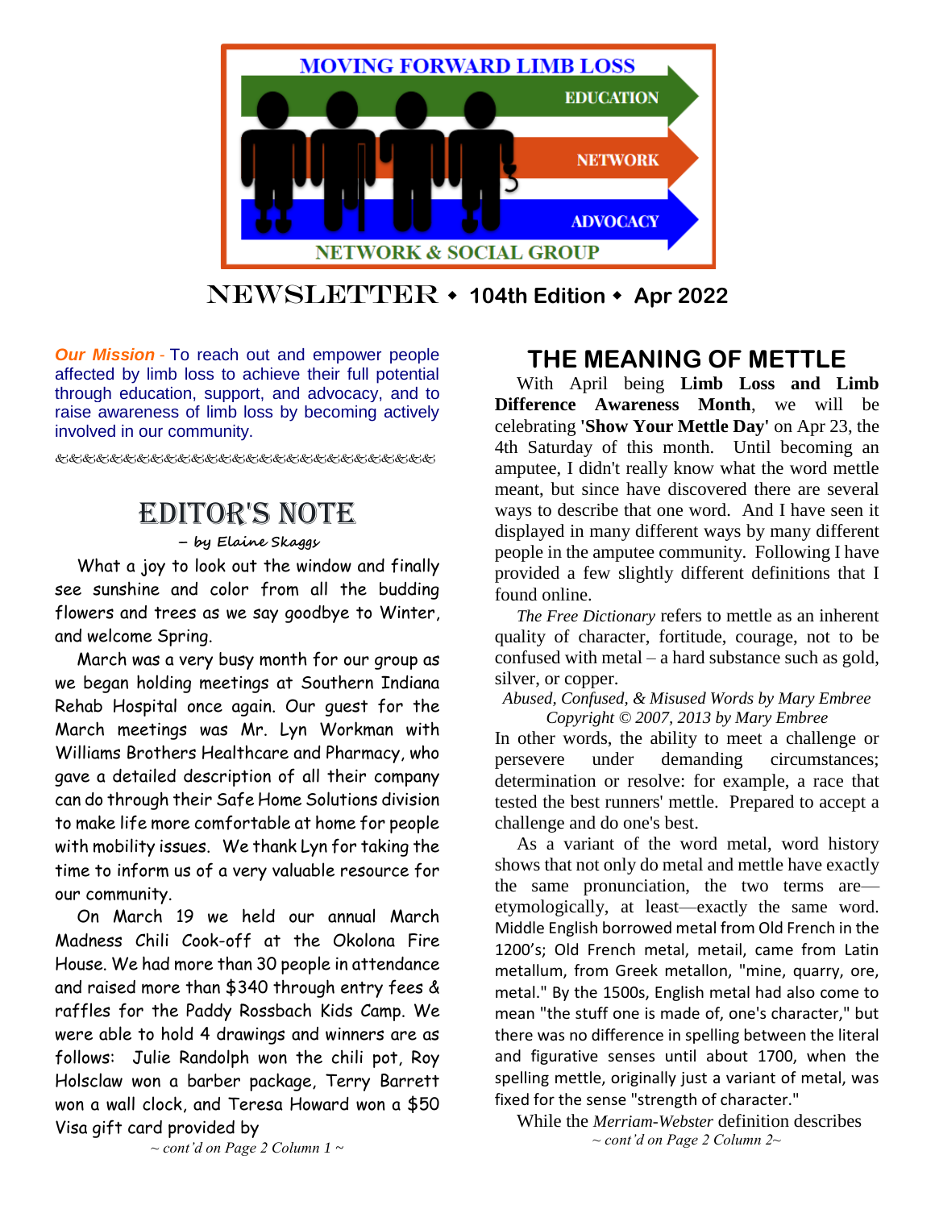MOVING FORWARD LIMB LOSS

EDUCATION

NETWORK

ADVOCACY

NETWORK & SOCIAL GROUP

# NEWSLETTER ◆ 104th Edition ◆ Apr 2022

***Our Mission*** - To reach out and empower people affected by limb loss to achieve their full potential through education, support, and advocacy, and to raise awareness of limb loss by becoming actively involved in our community.

## EDITOR'S NOTE

– *by Elaine Skaggs*

What a joy to look out the window and finally see sunshine and color from all the budding flowers and trees as we say goodbye to Winter, and welcome Spring.

March was a very busy month for our group as we began holding meetings at Southern Indiana Rehab Hospital once again. Our guest for the March meetings was Mr. Lyn Workman with Williams Brothers Healthcare and Pharmacy, who gave a detailed description of all their company can do through their Safe Home Solutions division to make life more comfortable at home for people with mobility issues. We thank Lyn for taking the time to inform us of a very valuable resource for our community.

On March 19 we held our annual March Madness Chili Cook-off at the Okolona Fire House. We had more than 30 people in attendance and raised more than $340 through entry fees & raffles for the Paddy Rossbach Kids Camp. We were able to hold 4 drawings and winners are as follows: Julie Randolph won the chili pot, Roy Holsclaw won a barber package, Terry Barrett won a wall clock, and Teresa Howard won a $50 Visa gift card provided by

*~ cont'd on Page 2 Column 1 ~*

## THE MEANING OF METTLE

With April being **Limb Loss and Limb Difference Awareness Month**, we will be celebrating **'Show Your Mettle Day'** on Apr 23, the 4th Saturday of this month. Until becoming an amputee, I didn't really know what the word mettle meant, but since have discovered there are several ways to describe that one word. And I have seen it displayed in many different ways by many different people in the amputee community. Following I have provided a few slightly different definitions that I found online.

*The Free Dictionary* refers to mettle as an inherent quality of character, fortitude, courage, not to be confused with metal – a hard substance such as gold, silver, or copper.

*Abused, Confused, & Misused Words by Mary Embree Copyright © 2007, 2013 by Mary Embree*

In other words, the ability to meet a challenge or persevere under demanding circumstances; determination or resolve: for example, a race that tested the best runners' mettle. Prepared to accept a challenge and do one's best.

As a variant of the word metal, word history shows that not only do metal and mettle have exactly the same pronunciation, the two terms are—etymologically, at least—exactly the same word. Middle English borrowed metal from Old French in the 1200's; Old French metal, metail, came from Latin metallum, from Greek metallon, "mine, quarry, ore, metal." By the 1500s, English metal had also come to mean "the stuff one is made of, one's character," but there was no difference in spelling between the literal and figurative senses until about 1700, when the spelling mettle, originally just a variant of metal, was fixed for the sense "strength of character."

While the *Merriam-Webster* definition describes

*~ cont'd on Page 2 Column 2~*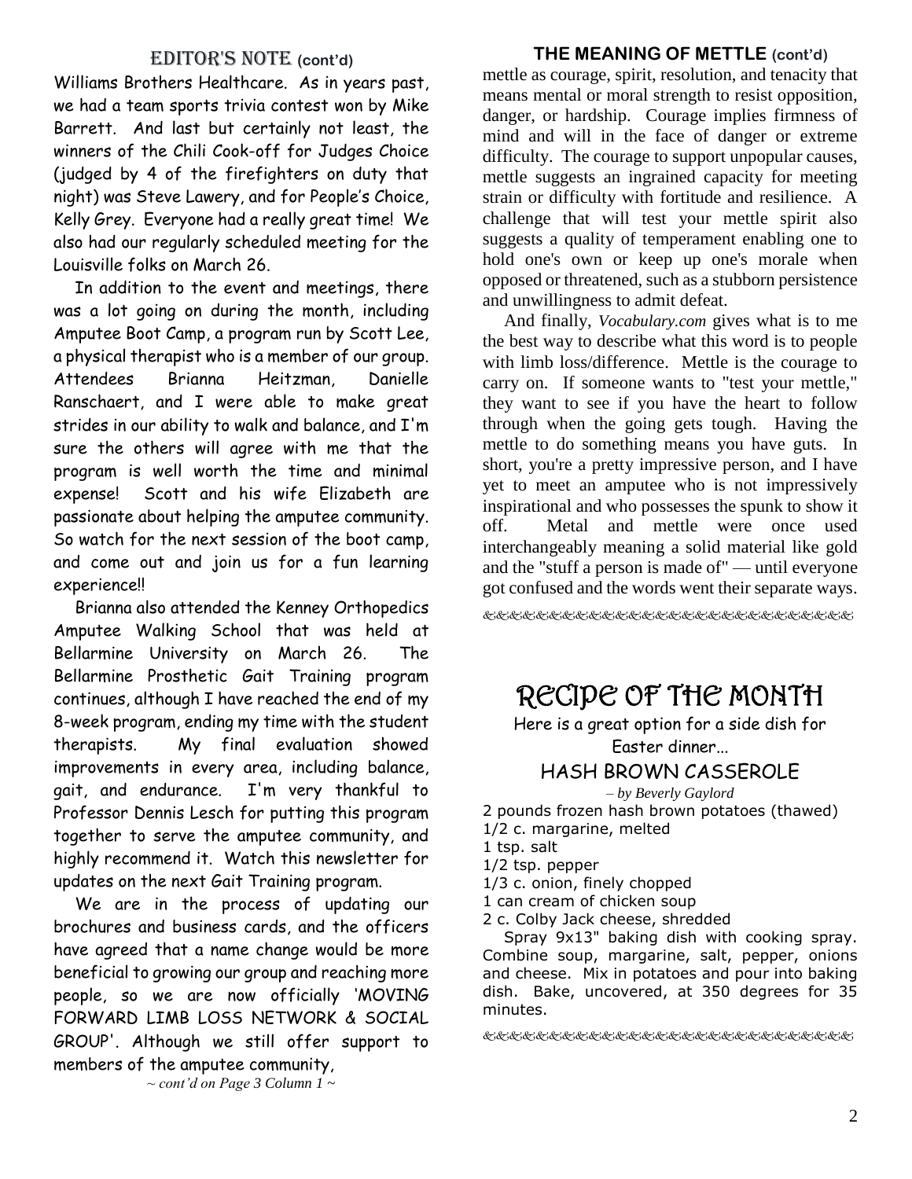## EDITOR'S NOTE (cont'd)

Williams Brothers Healthcare. As in years past, we had a team sports trivia contest won by Mike Barrett. And last but certainly not least, the winners of the Chili Cook-off for Judges Choice (judged by 4 of the firefighters on duty that night) was Steve Lawery, and for People's Choice, Kelly Grey. Everyone had a really great time! We also had our regularly scheduled meeting for the Louisville folks on March 26.

In addition to the event and meetings, there was a lot going on during the month, including Amputee Boot Camp, a program run by Scott Lee, a physical therapist who is a member of our group. Attendees Brianna Heitzman, Danielle Ranschaert, and I were able to make great strides in our ability to walk and balance, and I'm sure the others will agree with me that the program is well worth the time and minimal expense! Scott and his wife Elizabeth are passionate about helping the amputee community. So watch for the next session of the boot camp, and come out and join us for a fun learning experience!!

Brianna also attended the Kenney Orthopedics Amputee Walking School that was held at Bellarmine University on March 26. The Bellarmine Prosthetic Gait Training program continues, although I have reached the end of my 8-week program, ending my time with the student therapists. My final evaluation showed improvements in every area, including balance, gait, and endurance. I'm very thankful to Professor Dennis Lesch for putting this program together to serve the amputee community, and highly recommend it. Watch this newsletter for updates on the next Gait Training program.

We are in the process of updating our brochures and business cards, and the officers have agreed that a name change would be more beneficial to growing our group and reaching more people, so we are now officially 'MOVING FORWARD LIMB LOSS NETWORK & SOCIAL GROUP'. Although we still offer support to members of the amputee community,

*~ cont'd on Page 3 Column 1 ~*

## THE MEANING OF METTLE (cont'd)

mettle as courage, spirit, resolution, and tenacity that means mental or moral strength to resist opposition, danger, or hardship. Courage implies firmness of mind and will in the face of danger or extreme difficulty. The courage to support unpopular causes, mettle suggests an ingrained capacity for meeting strain or difficulty with fortitude and resilience. A challenge that will test your mettle spirit also suggests a quality of temperament enabling one to hold one's own or keep up one's morale when opposed or threatened, such as a stubborn persistence and unwillingness to admit defeat.

And finally, *Vocabulary.com* gives what is to me the best way to describe what this word is to people with limb loss/difference. Mettle is the courage to carry on. If someone wants to "test your mettle," they want to see if you have the heart to follow through when the going gets tough. Having the mettle to do something means you have guts. In short, you're a pretty impressive person, and I have yet to meet an amputee who is not impressively inspirational and who possesses the spunk to show it off. Metal and mettle were once used interchangeably meaning a solid material like gold and the "stuff a person is made of" — until everyone got confused and the words went their separate ways.

# RECIPE OF THE MONTH

Here is a great option for a side dish for Easter dinner…

### HASH BROWN CASSEROLE

*– by Beverly Gaylord*

2 pounds frozen hash brown potatoes (thawed)
1/2 c. margarine, melted
1 tsp. salt
1/2 tsp. pepper
1/3 c. onion, finely chopped
1 can cream of chicken soup
2 c. Colby Jack cheese, shredded

Spray 9x13" baking dish with cooking spray. Combine soup, margarine, salt, pepper, onions and cheese. Mix in potatoes and pour into baking dish. Bake, uncovered, at 350 degrees for 35 minutes.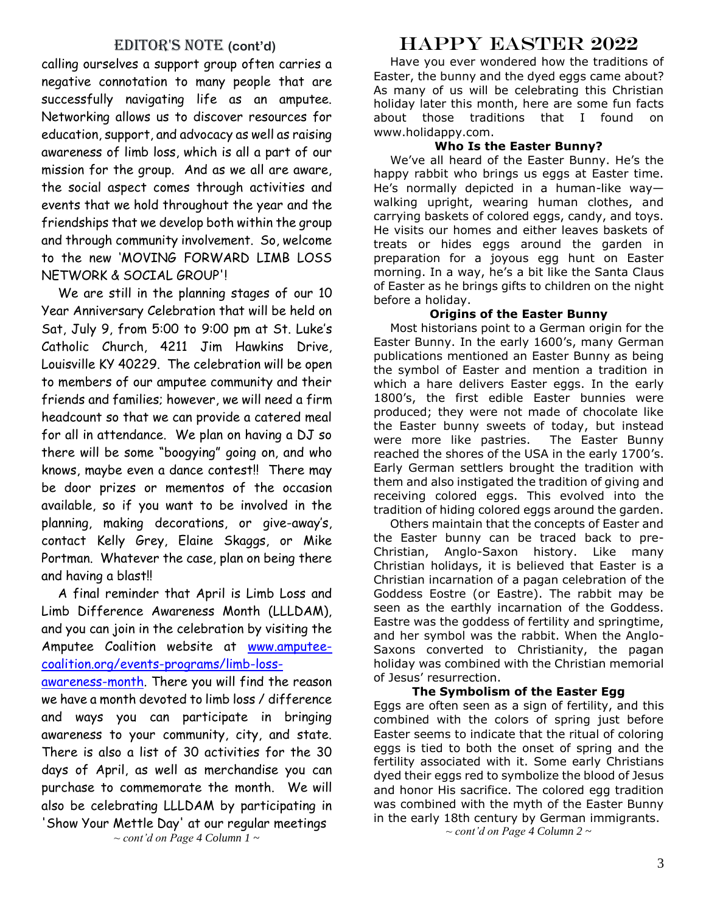## EDITOR'S NOTE (cont'd)

calling ourselves a support group often carries a negative connotation to many people that are successfully navigating life as an amputee. Networking allows us to discover resources for education, support, and advocacy as well as raising awareness of limb loss, which is all a part of our mission for the group. And as we all are aware, the social aspect comes through activities and events that we hold throughout the year and the friendships that we develop both within the group and through community involvement. So, welcome to the new 'MOVING FORWARD LIMB LOSS NETWORK & SOCIAL GROUP'!

We are still in the planning stages of our 10 Year Anniversary Celebration that will be held on Sat, July 9, from 5:00 to 9:00 pm at St. Luke's Catholic Church, 4211 Jim Hawkins Drive, Louisville KY 40229. The celebration will be open to members of our amputee community and their friends and families; however, we will need a firm headcount so that we can provide a catered meal for all in attendance. We plan on having a DJ so there will be some "boogying" going on, and who knows, maybe even a dance contest!! There may be door prizes or mementos of the occasion available, so if you want to be involved in the planning, making decorations, or give-away's, contact Kelly Grey, Elaine Skaggs, or Mike Portman. Whatever the case, plan on being there and having a blast!!

A final reminder that April is Limb Loss and Limb Difference Awareness Month (LLLDAM), and you can join in the celebration by visiting the Amputee Coalition website at www.amputee-coalition.org/events-programs/limb-loss-awareness-month. There you will find the reason we have a month devoted to limb loss / difference and ways you can participate in bringing awareness to your community, city, and state. There is also a list of 30 activities for the 30 days of April, as well as merchandise you can purchase to commemorate the month. We will also be celebrating LLLDAM by participating in 'Show Your Mettle Day' at our regular meetings

*~ cont'd on Page 4 Column 1 ~*

## HAPPY EASTER 2022

Have you ever wondered how the traditions of Easter, the bunny and the dyed eggs came about? As many of us will be celebrating this Christian holiday later this month, here are some fun facts about those traditions that I found on www.holidappy.com.

**Who Is the Easter Bunny?**

We've all heard of the Easter Bunny. He's the happy rabbit who brings us eggs at Easter time. He's normally depicted in a human-like way—walking upright, wearing human clothes, and carrying baskets of colored eggs, candy, and toys. He visits our homes and either leaves baskets of treats or hides eggs around the garden in preparation for a joyous egg hunt on Easter morning. In a way, he's a bit like the Santa Claus of Easter as he brings gifts to children on the night before a holiday.

**Origins of the Easter Bunny**

Most historians point to a German origin for the Easter Bunny. In the early 1600's, many German publications mentioned an Easter Bunny as being the symbol of Easter and mention a tradition in which a hare delivers Easter eggs. In the early 1800's, the first edible Easter bunnies were produced; they were not made of chocolate like the Easter bunny sweets of today, but instead were more like pastries. The Easter Bunny reached the shores of the USA in the early 1700's. Early German settlers brought the tradition with them and also instigated the tradition of giving and receiving colored eggs. This evolved into the tradition of hiding colored eggs around the garden.

Others maintain that the concepts of Easter and the Easter bunny can be traced back to pre-Christian, Anglo-Saxon history. Like many Christian holidays, it is believed that Easter is a Christian incarnation of a pagan celebration of the Goddess Eostre (or Eastre). The rabbit may be seen as the earthly incarnation of the Goddess. Eastre was the goddess of fertility and springtime, and her symbol was the rabbit. When the Anglo-Saxons converted to Christianity, the pagan holiday was combined with the Christian memorial of Jesus' resurrection.

**The Symbolism of the Easter Egg**

Eggs are often seen as a sign of fertility, and this combined with the colors of spring just before Easter seems to indicate that the ritual of coloring eggs is tied to both the onset of spring and the fertility associated with it. Some early Christians dyed their eggs red to symbolize the blood of Jesus and honor His sacrifice. The colored egg tradition was combined with the myth of the Easter Bunny in the early 18th century by German immigrants.

*~ cont'd on Page 4 Column 2 ~*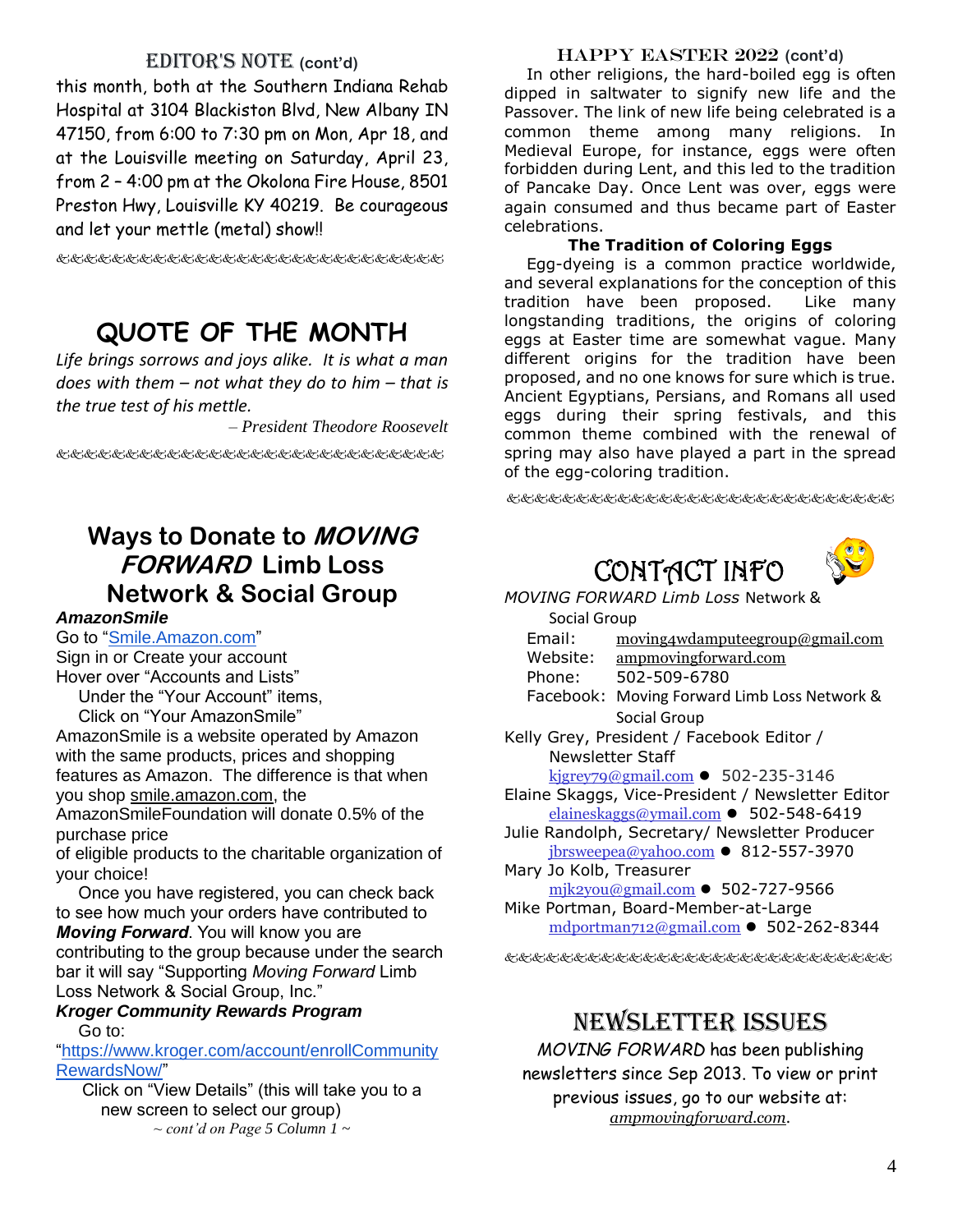## EDITOR'S NOTE (cont'd)

this month, both at the Southern Indiana Rehab Hospital at 3104 Blackiston Blvd, New Albany IN 47150, from 6:00 to 7:30 pm on Mon, Apr 18, and at the Louisville meeting on Saturday, April 23, from 2 – 4:00 pm at the Okolona Fire House, 8501 Preston Hwy, Louisville KY 40219. Be courageous and let your mettle (metal) show!!

## QUOTE OF THE MONTH

*Life brings sorrows and joys alike. It is what a man does with them – not what they do to him – that is the true test of his mettle.*

*– President Theodore Roosevelt*

## Ways to Donate to *MOVING FORWARD* Limb Loss Network & Social Group

***AmazonSmile***

Go to "Smile.Amazon.com"
Sign in or Create your account
Hover over "Accounts and Lists"
Under the "Your Account" items,
Click on "Your AmazonSmile"

AmazonSmile is a website operated by Amazon with the same products, prices and shopping features as Amazon. The difference is that when you shop smile.amazon.com, the AmazonSmileFoundation will donate 0.5% of the purchase price of eligible products to the charitable organization of your choice!

Once you have registered, you can check back to see how much your orders have contributed to ***Moving Forward***. You will know you are contributing to the group because under the search bar it will say "Supporting *Moving Forward* Limb Loss Network & Social Group, Inc."

***Kroger Community Rewards Program***

Go to:
"https://www.kroger.com/account/enrollCommunityRewardsNow/"

Click on "View Details" (this will take you to a new screen to select our group)

*~ cont'd on Page 5 Column 1 ~*

## HAPPY EASTER 2022 (cont'd)

In other religions, the hard-boiled egg is often dipped in saltwater to signify new life and the Passover. The link of new life being celebrated is a common theme among many religions. In Medieval Europe, for instance, eggs were often forbidden during Lent, and this led to the tradition of Pancake Day. Once Lent was over, eggs were again consumed and thus became part of Easter celebrations.

**The Tradition of Coloring Eggs**

Egg-dyeing is a common practice worldwide, and several explanations for the conception of this tradition have been proposed. Like many longstanding traditions, the origins of coloring eggs at Easter time are somewhat vague. Many different origins for the tradition have been proposed, and no one knows for sure which is true. Ancient Egyptians, Persians, and Romans all used eggs during their spring festivals, and this common theme combined with the renewal of spring may also have played a part in the spread of the egg-coloring tradition.

## CONTACT INFO

*MOVING FORWARD Limb Loss* Network & Social Group

Email: moving4wdamputeegroup@gmail.com
Website: ampmovingforward.com
Phone: 502-509-6780
Facebook: Moving Forward Limb Loss Network & Social Group

Kelly Grey, President / Facebook Editor / Newsletter Staff
kjgrey79@gmail.com ● 502-235-3146

Elaine Skaggs, Vice-President / Newsletter Editor
elaineskaggs@ymail.com ● 502-548-6419

Julie Randolph, Secretary/ Newsletter Producer
jbrsweepea@yahoo.com ● 812-557-3970

Mary Jo Kolb, Treasurer
mjk2you@gmail.com ● 502-727-9566

Mike Portman, Board-Member-at-Large
mdportman712@gmail.com ● 502-262-8344

## NEWSLETTER ISSUES

*MOVING FORWARD* has been publishing newsletters since Sep 2013. To view or print previous issues, go to our website at: *ampmovingforward.com*.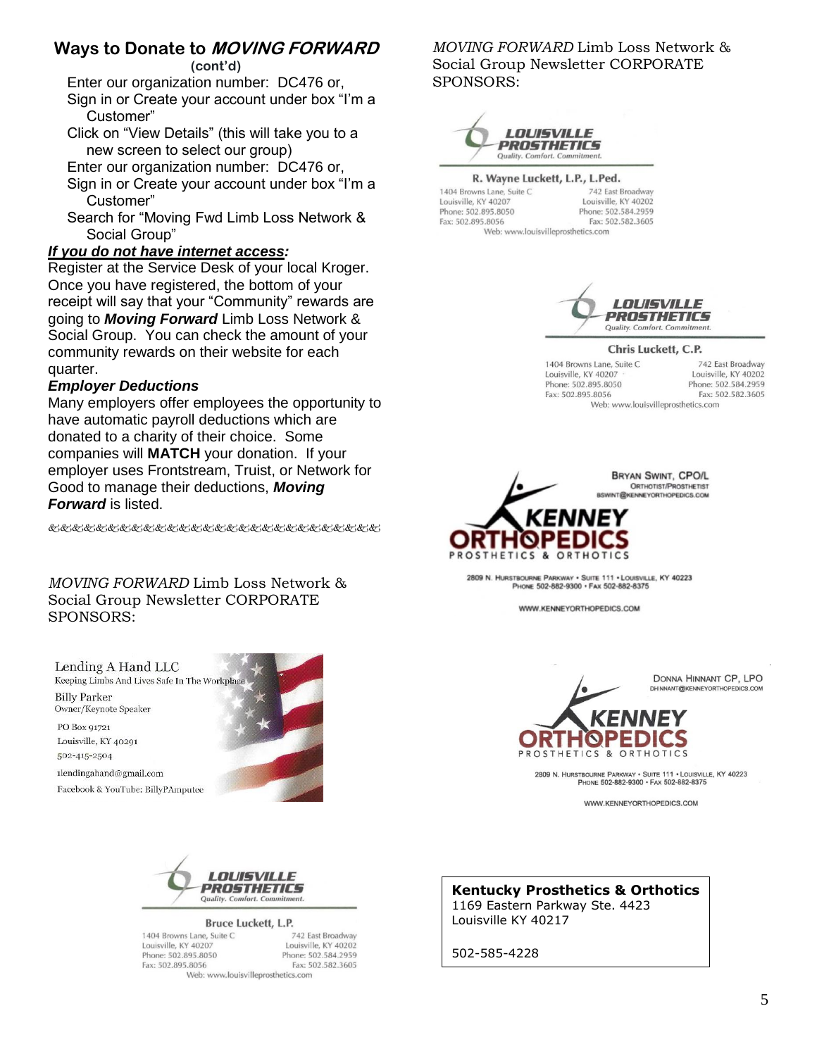## Ways to Donate to *MOVING FORWARD*

**(cont'd)**

Enter our organization number: DC476 or,
Sign in or Create your account under box "I'm a Customer"
Click on "View Details" (this will take you to a new screen to select our group)
Enter our organization number: DC476 or,
Sign in or Create your account under box "I'm a Customer"
Search for "Moving Fwd Limb Loss Network & Social Group"

***If you do not have internet access:***

Register at the Service Desk of your local Kroger. Once you have registered, the bottom of your receipt will say that your "Community" rewards are going to ***Moving Forward*** Limb Loss Network & Social Group. You can check the amount of your community rewards on their website for each quarter.

***Employer Deductions***

Many employers offer employees the opportunity to have automatic payroll deductions which are donated to a charity of their choice. Some companies will **MATCH** your donation. If your employer uses Frontstream, Truist, or Network for Good to manage their deductions, ***Moving Forward*** is listed.

*MOVING FORWARD* Limb Loss Network & Social Group Newsletter CORPORATE SPONSORS:

Lending A Hand LLC
Keeping Limbs And Lives Safe In The Workplace
Billy Parker
Owner/Keynote Speaker
PO Box 91721
Louisville, KY 40291
502-415-2504
1lendingahand@gmail.com
Facebook & YouTube: BillyPAmputee

LOUISVILLE PROSTHETICS
Quality. Comfort. Commitment.
Bruce Luckett, L.P.
1404 Browns Lane, Suite C
Louisville, KY 40207
Phone: 502.895.8050
Fax: 502.895.8056
742 East Broadway
Louisville, KY 40202
Phone: 502.584.2959
Fax: 502.582.3605
Web: www.louisvilleprosthetics.com

*MOVING FORWARD* Limb Loss Network & Social Group Newsletter CORPORATE SPONSORS:

LOUISVILLE PROSTHETICS
Quality. Comfort. Commitment.
R. Wayne Luckett, L.P., L.Ped.
1404 Browns Lane, Suite C
Louisville, KY 40207
Phone: 502.895.8050
Fax: 502.895.8056
742 East Broadway
Louisville, KY 40202
Phone: 502.584.2959
Fax: 502.582.3605
Web: www.louisvilleprosthetics.com

LOUISVILLE PROSTHETICS
Quality. Comfort. Commitment.
Chris Luckett, C.P.
1404 Browns Lane, Suite C
Louisville, KY 40207
Phone: 502.895.8050
Fax: 502.895.8056
742 East Broadway
Louisville, KY 40202
Phone: 502.584.2959
Fax: 502.582.3605
Web: www.louisvilleprosthetics.com

BRYAN SWINT, CPO/L
ORTHOTIST/PROSTHETIST
BSWINT@KENNEYORTHOPEDICS.COM
KENNEY ORTHOPEDICS
PROSTHETICS & ORTHOTICS
2809 N. HURSTBOURNE PARKWAY • SUITE 111 • LOUISVILLE, KY 40223
PHONE 502-882-9300 • FAX 502-882-8375
WWW.KENNEYORTHOPEDICS.COM

DONNA HINNANT CP, LPO
DHINNANT@KENNEYORTHOPEDICS.COM
KENNEY ORTHOPEDICS
PROSTHETICS & ORTHOTICS
2809 N. HURSTBOURNE PARKWAY • SUITE 111 • LOUISVILLE, KY 40223
PHONE 502-882-9300 • FAX 502-882-8375
WWW.KENNEYORTHOPEDICS.COM

**Kentucky Prosthetics & Orthotics**
1169 Eastern Parkway Ste. 4423
Louisville KY 40217

502-585-4228